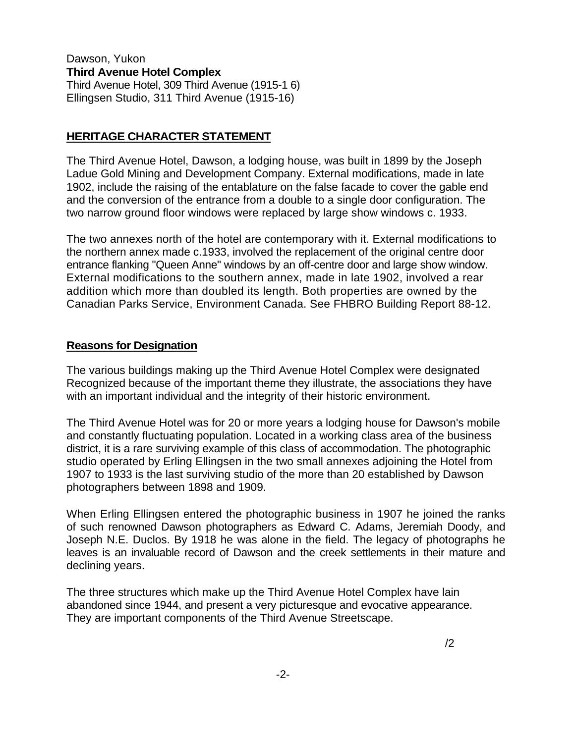Dawson, Yukon
**Third Avenue Hotel Complex**
Third Avenue Hotel, 309 Third Avenue (1915-1 6)
Ellingsen Studio, 311 Third Avenue (1915-16)

## HERITAGE CHARACTER STATEMENT

The Third Avenue Hotel, Dawson, a lodging house, was built in 1899 by the Joseph Ladue Gold Mining and Development Company. External modifications, made in late 1902, include the raising of the entablature on the false facade to cover the gable end and the conversion of the entrance from a double to a single door configuration. The two narrow ground floor windows were replaced by large show windows c. 1933.

The two annexes north of the hotel are contemporary with it. External modifications to the northern annex made c.1933, involved the replacement of the original centre door entrance flanking "Queen Anne" windows by an off-centre door and large show window. External modifications to the southern annex, made in late 1902, involved a rear addition which more than doubled its length. Both properties are owned by the Canadian Parks Service, Environment Canada. See FHBRO Building Report 88-12.

### Reasons for Designation

The various buildings making up the Third Avenue Hotel Complex were designated Recognized because of the important theme they illustrate, the associations they have with an important individual and the integrity of their historic environment.

The Third Avenue Hotel was for 20 or more years a lodging house for Dawson's mobile and constantly fluctuating population. Located in a working class area of the business district, it is a rare surviving example of this class of accommodation. The photographic studio operated by Erling Ellingsen in the two small annexes adjoining the Hotel from 1907 to 1933 is the last surviving studio of the more than 20 established by Dawson photographers between 1898 and 1909.

When Erling Ellingsen entered the photographic business in 1907 he joined the ranks of such renowned Dawson photographers as Edward C. Adams, Jeremiah Doody, and Joseph N.E. Duclos. By 1918 he was alone in the field. The legacy of photographs he leaves is an invaluable record of Dawson and the creek settlements in their mature and declining years.

The three structures which make up the Third Avenue Hotel Complex have lain abandoned since 1944, and present a very picturesque and evocative appearance. They are important components of the Third Avenue Streetscape.

/2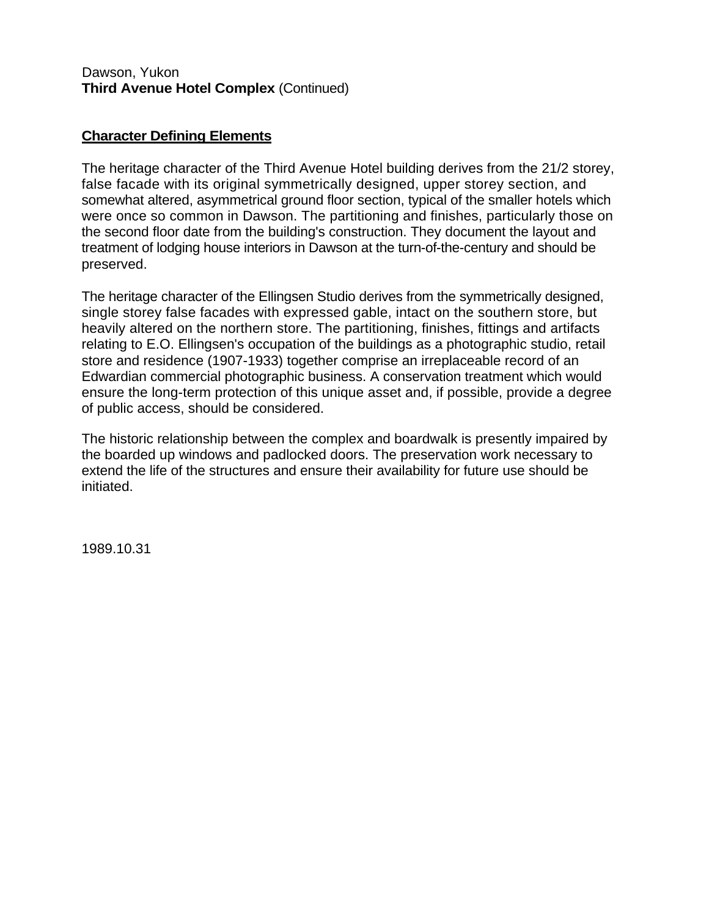Dawson, Yukon
**Third Avenue Hotel Complex** (Continued)

## Character Defining Elements

The heritage character of the Third Avenue Hotel building derives from the 21/2 storey, false facade with its original symmetrically designed, upper storey section, and somewhat altered, asymmetrical ground floor section, typical of the smaller hotels which were once so common in Dawson. The partitioning and finishes, particularly those on the second floor date from the building's construction. They document the layout and treatment of lodging house interiors in Dawson at the turn-of-the-century and should be preserved.

The heritage character of the Ellingsen Studio derives from the symmetrically designed, single storey false facades with expressed gable, intact on the southern store, but heavily altered on the northern store. The partitioning, finishes, fittings and artifacts relating to E.O. Ellingsen's occupation of the buildings as a photographic studio, retail store and residence (1907-1933) together comprise an irreplaceable record of an Edwardian commercial photographic business. A conservation treatment which would ensure the long-term protection of this unique asset and, if possible, provide a degree of public access, should be considered.

The historic relationship between the complex and boardwalk is presently impaired by the boarded up windows and padlocked doors. The preservation work necessary to extend the life of the structures and ensure their availability for future use should be initiated.

1989.10.31